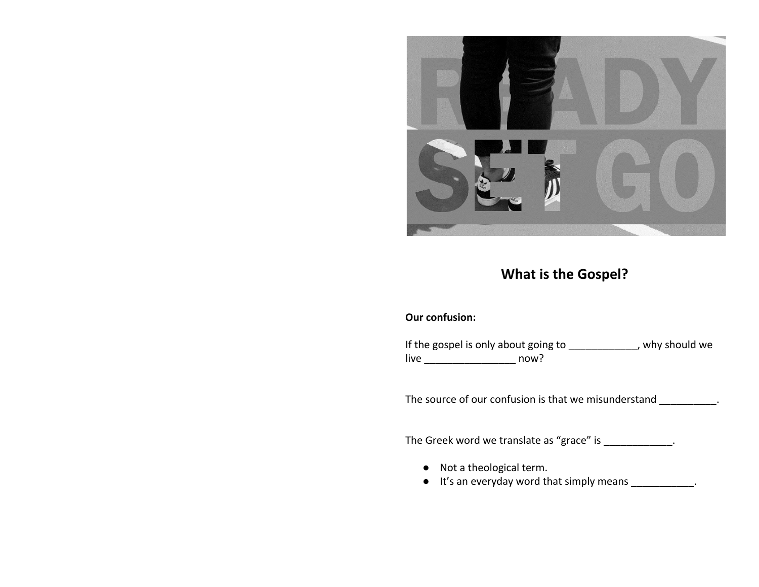## What is the Gospel?

**Our confusion:**

If the gospel is only about going to ____________, why should we live ________________ now?

The source of our confusion is that we misunderstand __________.

The Greek word we translate as “grace” is ____________.

- Not a theological term.
- It’s an everyday word that simply means ___________.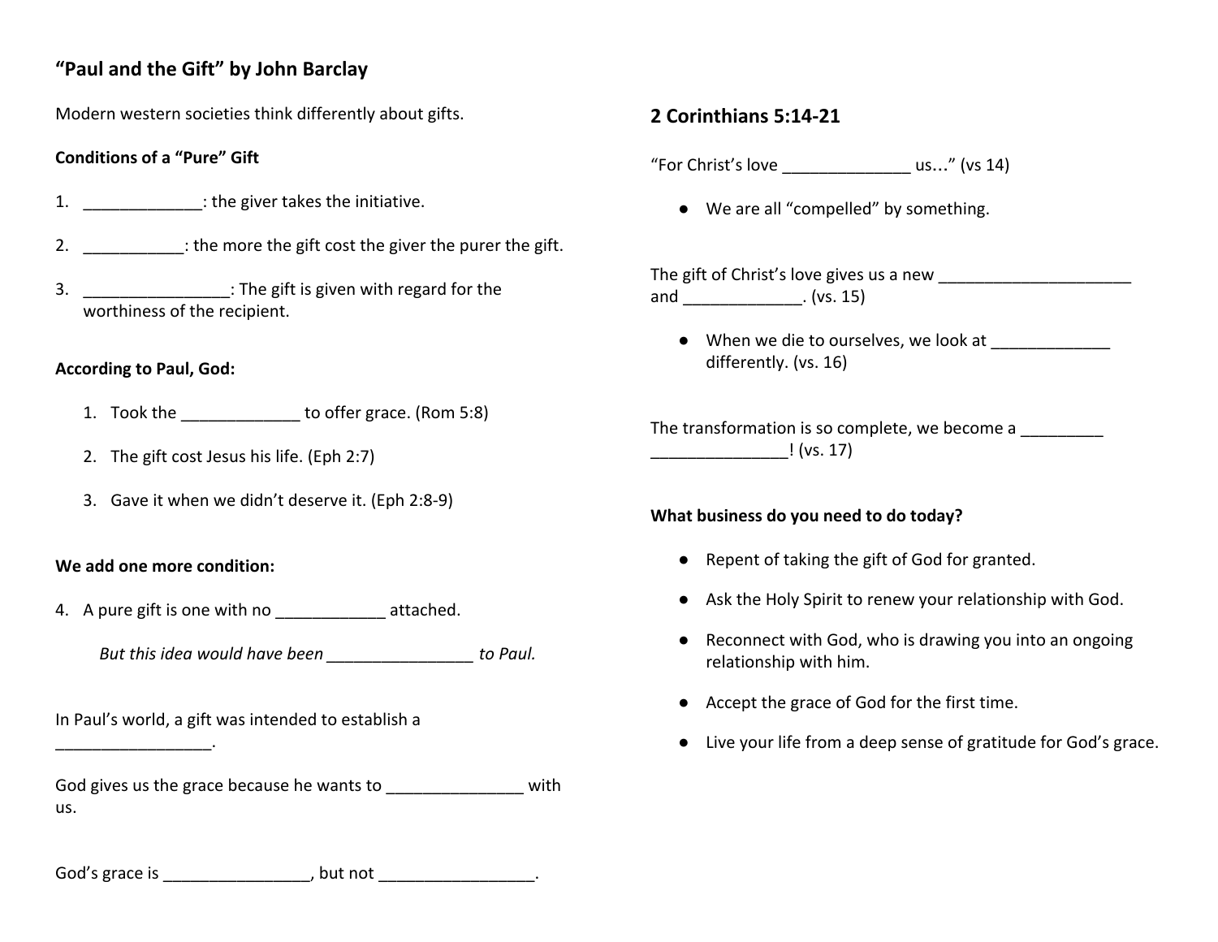## "Paul and the Gift" by John Barclay

Modern western societies think differently about gifts.

**Conditions of a "Pure" Gift**

1. _____________: the giver takes the initiative.
2. ___________: the more the gift cost the giver the purer the gift.
3. ________________: The gift is given with regard for the worthiness of the recipient.

**According to Paul, God:**

1. Took the _____________ to offer grace. (Rom 5:8)
2. The gift cost Jesus his life. (Eph 2:7)
3. Gave it when we didn't deserve it. (Eph 2:8-9)

**We add one more condition:**

4. A pure gift is one with no ____________ attached.

   *But this idea would have been ________________ to Paul.*

In Paul's world, a gift was intended to establish a _________________.

God gives us the grace because he wants to _______________ with us.

God's grace is ________________, but not _________________.

## 2 Corinthians 5:14-21

"For Christ's love ______________ us…" (vs 14)

- We are all "compelled" by something.

The gift of Christ's love gives us a new ______________________ and _____________. (vs. 15)

- When we die to ourselves, we look at _____________ differently. (vs. 16)

The transformation is so complete, we become a _________ _______________! (vs. 17)

**What business do you need to do today?**

- Repent of taking the gift of God for granted.
- Ask the Holy Spirit to renew your relationship with God.
- Reconnect with God, who is drawing you into an ongoing relationship with him.
- Accept the grace of God for the first time.
- Live your life from a deep sense of gratitude for God's grace.